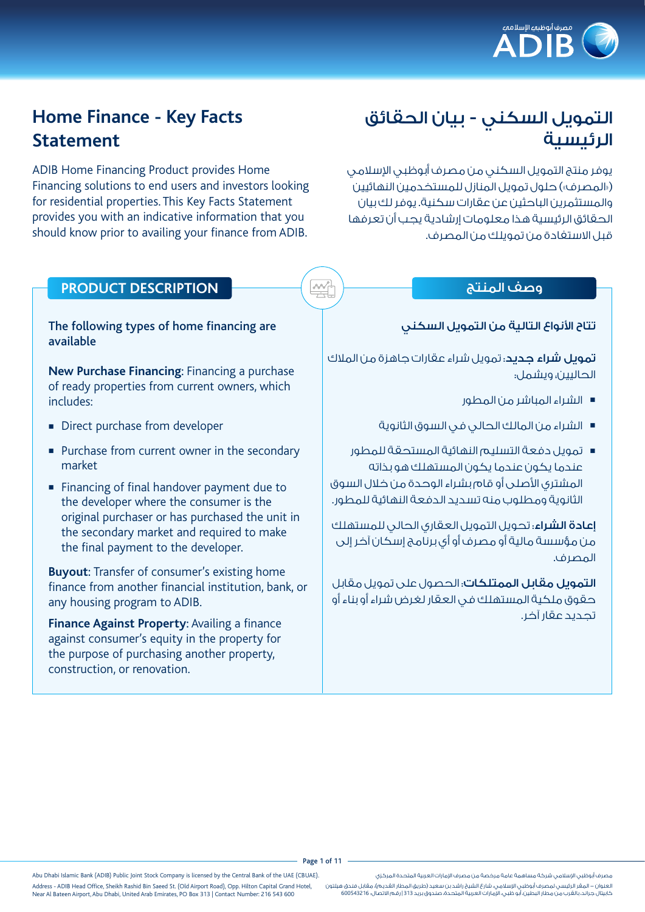# Home Finance - Key Facts Statement

ADIB Home Financing Product provides Home Financing solutions to end users and investors looking for residential properties. This Key Facts Statement provides you with an indicative information that you should know prior to availing your finance from ADIB.

## PRODUCT DESCRIPTION

**The following types of home financing are available**

**New Purchase Financing**: Financing a purchase of ready properties from current owners, which includes:

- Direct purchase from developer
- Purchase from current owner in the secondary market
- Financing of final handover payment due to the developer where the consumer is the original purchaser or has purchased the unit in the secondary market and required to make the final payment to the developer.

**Buyout**: Transfer of consumer's existing home finance from another financial institution, bank, or any housing program to ADIB.

**Finance Against Property**: Availing a finance against consumer's equity in the property for the purpose of purchasing another property, construction, or renovation.

# التمويل السكني - بيان الحقائق الرئيسية

يوفر منتج التمويل السكني من مصرف أبوظبي الإسلامي («المصرف») حلول تمويل المنازل للمستخدمين النهائيين والمستثمرين الباحثين عن عقارات سكنية. يوفر لك بيان الحقائق الرئيسية هذا معلومات إرشادية يجب أن تعرفها قبل الاستفادة من تمويلك من المصرف.

## وصف المنتج

**تتاح الأنواع التالية من التمويل السكني**

**تمويل شراء جديد**: تمويل شراء عقارات جاهزة من الملاك الحاليين، ويشمل:

- الشراء المباشر من المطور
- الشراء من المالك الحالي في السوق الثانوية
- تمويل دفعة التسليم النهائية المستحقة للمطور عندما يكون عندما يكون المستهلك هو بذاته المشتري الأصلي أو قام بشراء الوحدة من خلال السوق الثانوية ومطلوب منه تسديد الدفعة النهائية للمطور.

**إعادة الشراء**: تحويل التمويل العقاري الحالي للمستهلك من مؤسسة مالية أو مصرف أو أي برنامج إسكان آخر إلى المصرف.

**التمويل مقابل الممتلكات**: الحصول على تمويل مقابل حقوق ملكية المستهلك في العقار لغرض شراء أو بناء أو تجديد عقار آخر.

Abu Dhabi Islamic Bank (ADIB) Public Joint Stock Company is licensed by the Central Bank of the UAE (CBUAE).
Address - ADIB Head Office, Sheikh Rashid Bin Saeed St. (Old Airport Road), Opp. Hilton Capital Grand Hotel, Near Al Bateen Airport, Abu Dhabi, United Arab Emirates, PO Box 313 | Contact Number: 216 543 600

مصرف أبوظبي الإسلامي شركة مساهمة عامة مرخصة من مصرف الإمارات العربية المتحدة المركزي
العنوان – المقر الرئيسي لمصرف أبوظبي الإسلامي، شارع الشيخ راشد بن سعيد (طريق المطار القديم)، مقابل فندق هيلتون كابيتال جراند، بالقرب من مطار البطين، أبو ظبي، الإمارات العربية المتحدة، صندوق بريد 313 | رقم الاتصال: 600543216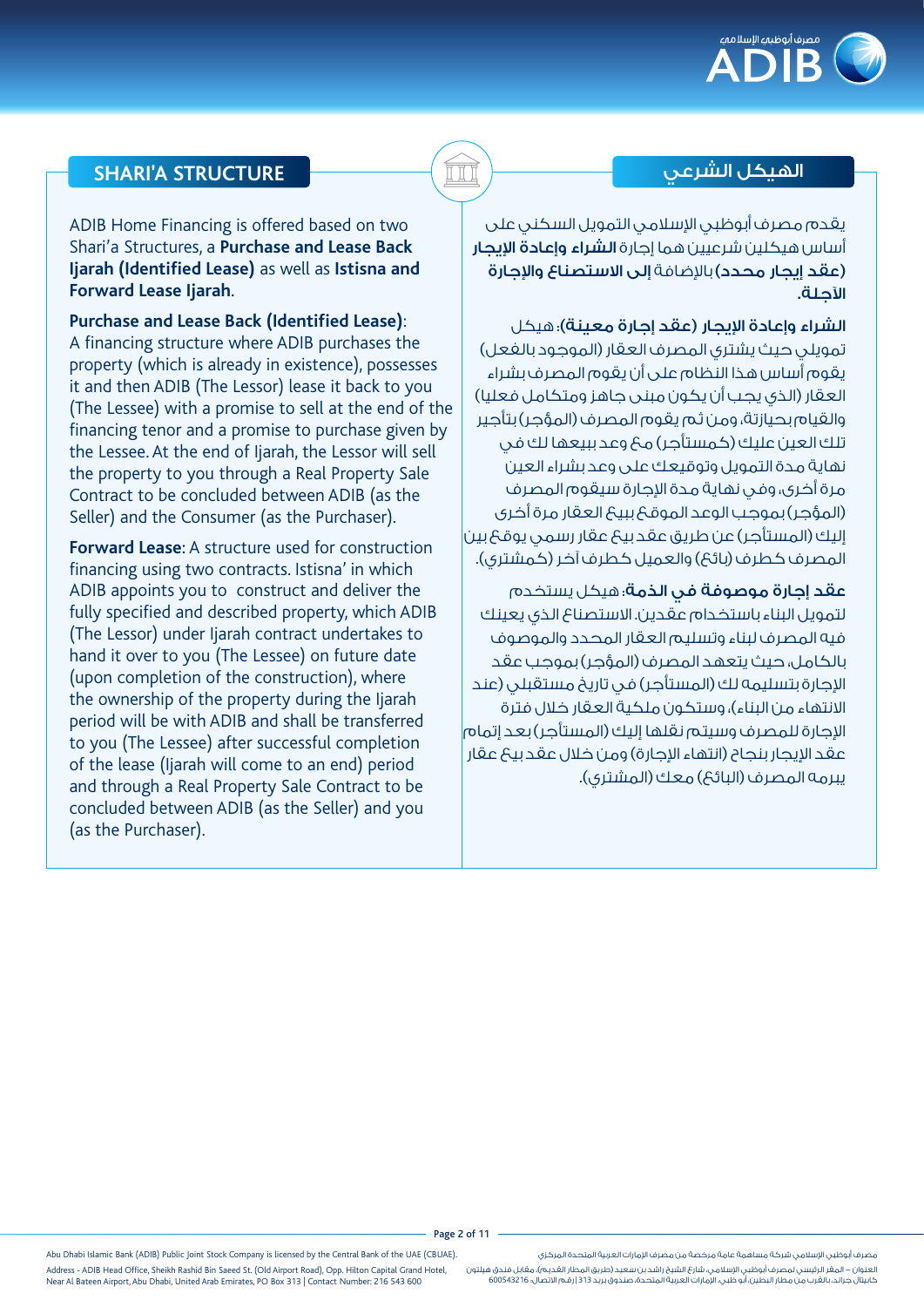## SHARI'A STRUCTURE

ADIB Home Financing is offered based on two Shari'a Structures, a **Purchase and Lease Back Ijarah (Identified Lease)** as well as **Istisna and Forward Lease Ijarah**.

**Purchase and Lease Back (Identified Lease)**: A financing structure where ADIB purchases the property (which is already in existence), possesses it and then ADIB (The Lessor) lease it back to you (The Lessee) with a promise to sell at the end of the financing tenor and a promise to purchase given by the Lessee. At the end of Ijarah, the Lessor will sell the property to you through a Real Property Sale Contract to be concluded between ADIB (as the Seller) and the Consumer (as the Purchaser).

**Forward Lease**: A structure used for construction financing using two contracts. Istisna' in which ADIB appoints you to construct and deliver the fully specified and described property, which ADIB (The Lessor) under Ijarah contract undertakes to hand it over to you (The Lessee) on future date (upon completion of the construction), where the ownership of the property during the Ijarah period will be with ADIB and shall be transferred to you (The Lessee) after successful completion of the lease (Ijarah will come to an end) period and through a Real Property Sale Contract to be concluded between ADIB (as the Seller) and you (as the Purchaser).

## الهيكل الشرعي

يقدم مصرف أبوظبي الإسلامي التمويل السكني على أساس هيكلين شرعيين هما إجارة **الشراء وإعادة الإيجار (عقد إيجار محدد)** بالإضافة **إلى الاستصناع والإجارة الآجلة**.

**الشراء وإعادة الإيجار (عقد إجارة معينة)**: هيكل تمويلي حيث يشتري المصرف العقار (الموجود بالفعل) يقوم أساس هذا النظام على أن يقوم المصرف بشراء العقار (الذي يجب أن يكون مبنى جاهز ومتكامل فعليا) والقيام بحيازته، ومن ثم يقوم المصرف (المؤجر) بتأجير تلك العين عليك (كمستأجر) مع وعد ببيعها لك في نهاية مدة التمويل وتوقيعك على وعد بشراء العين مرة أخرى، وفي نهاية مدة الإجارة سيقوم المصرف (المؤجر) بموجب الوعد الموقع ببيع العقار مرة أخرى إليك (المستأجر) عن طريق عقد بيع عقار رسمي يوقع بين المصرف كطرف (بائع) والعميل كطرف آخر (كمشتري).

**عقد إجارة موصوفة في الذمة**: هيكل يستخدم لتمويل البناء باستخدام عقدين. الاستصناع الذي يعينك فيه المصرف لبناء وتسليم العقار المحدد والموصوف بالكامل، حيث يتعهد المصرف (المؤجر) بموجب عقد الإجارة بتسليمه لك (المستأجر) في تاريخ مستقبلي (عند الانتهاء من البناء)، وستكون ملكية العقار خلال فترة الإجارة للمصرف وسيتم نقلها إليك (المستأجر) بعد إتمام عقد الإيجار بنجاح (انتهاء الإجارة) ومن خلال عقد بيع عقار يبرمه المصرف (البائع) معك (المشتري).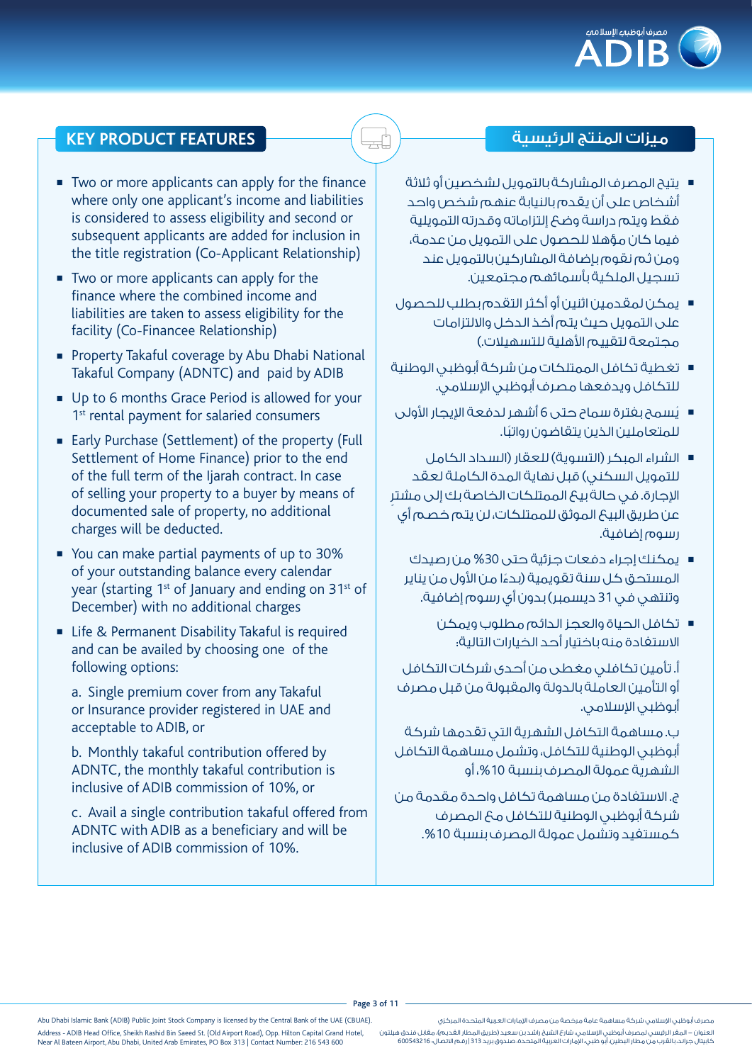## KEY PRODUCT FEATURES

- Two or more applicants can apply for the finance where only one applicant's income and liabilities is considered to assess eligibility and second or subsequent applicants are added for inclusion in the title registration (Co-Applicant Relationship)
- Two or more applicants can apply for the finance where the combined income and liabilities are taken to assess eligibility for the facility (Co-Financee Relationship)
- Property Takaful coverage by Abu Dhabi National Takaful Company (ADNTC) and paid by ADIB
- Up to 6 months Grace Period is allowed for your 1st rental payment for salaried consumers
- Early Purchase (Settlement) of the property (Full Settlement of Home Finance) prior to the end of the full term of the Ijarah contract. In case of selling your property to a buyer by means of documented sale of property, no additional charges will be deducted.
- You can make partial payments of up to 30% of your outstanding balance every calendar year (starting 1st of January and ending on 31st of December) with no additional charges
- Life & Permanent Disability Takaful is required and can be availed by choosing one of the following options:

  a. Single premium cover from any Takaful or Insurance provider registered in UAE and acceptable to ADIB, or

  b. Monthly takaful contribution offered by ADNTC, the monthly takaful contribution is inclusive of ADIB commission of 10%, or

  c. Avail a single contribution takaful offered from ADNTC with ADIB as a beneficiary and will be inclusive of ADIB commission of 10%.

## ميزات المنتج الرئيسية

- يتيح المصرف المشاركة بالتمويل لشخصين أو ثلاثة أشخاص على أن يقدم بالنيابة عنهم شخص واحد فقط ويتم دراسة وضع إلتزاماته وقدرته التمويلية فيما كان مؤهلا للحصول على التمويل من عدمة، ومن ثم نقوم بإضافة المشاركين بالتمويل عند تسجيل الملكية بأسمائهم مجتمعين.
- يمكن لمقدمين اثنين أو أكثر التقدم بطلب للحصول على التمويل حيث يتم أخذ الدخل والالتزامات مجتمعة لتقييم الأهلية للتسهيلات.
- تغطية تكافل الممتلكات من شركة أبوظبي الوطنية للتكافل ويدفعها مصرف أبوظبي الإسلامي.
- يُسمح بفترة سماح حتى 6 أشهر لدفعة الإيجار الأولى للمتعاملين الذين يتقاضون رواتبًا.
- الشراء المبكر (التسوية) للعقار (السداد الكامل للتمويل السكني) قبل نهاية المدة الكاملة لعقد الإجارة. في حالة بيع الممتلكات الخاصة بك إلى مشترٍ عن طريق البيع الموثق للممتلكات، لن يتم خصم أي رسوم إضافية.
- يمكنك إجراء دفعات جزئية حتى 30% من رصيدك المستحق كل سنة تقويمية (بدءًا من الأول من يناير وتنتهي في 31 ديسمبر) بدون أي رسوم إضافية.
- تكافل الحياة والعجز الدائم مطلوب ويمكن الاستفادة منه باختيار أحد الخيارات التالية:

  أ. تأمين تكافلي مغطى من أحدى شركات التكافل أو التأمين العاملة بالدولة والمقبولة من قبل مصرف أبوظبي الإسلامي.

  ب. مساهمة التكافل الشهرية التي تقدمها شركة أبوظبي الوطنية للتكافل، وتشمل مساهمة التكافل الشهرية عمولة المصرف بنسبة 10%، أو

  ج. الاستفادة من مساهمة تكافل واحدة مقدمة من شركة أبوظبي الوطنية للتكافل مع المصرف كمستفيد وتشمل عمولة المصرف بنسبة 10%.

Abu Dhabi Islamic Bank (ADIB) Public Joint Stock Company is licensed by the Central Bank of the UAE (CBUAE).
Address - ADIB Head Office, Sheikh Rashid Bin Saeed St. (Old Airport Road), Opp. Hilton Capital Grand Hotel, Near Al Bateen Airport, Abu Dhabi, United Arab Emirates, PO Box 313 | Contact Number: 216 543 600

مصرف أبوظبي الإسلامي شركة مساهمة عامة مرخصة من مصرف الإمارات العربية المتحدة المركزي.
العنوان – المقر الرئيسي لمصرف أبوظبي الإسلامي، شارع الشيخ راشد بن سعيد (طريق المطار القديم)، مقابل فندق هيلتون كابيتال جراند، بالقرب من مطار البطين، أبو ظبي، الإمارات العربية المتحدة، صندوق بريد 313 | رقم الاتصال: 600543216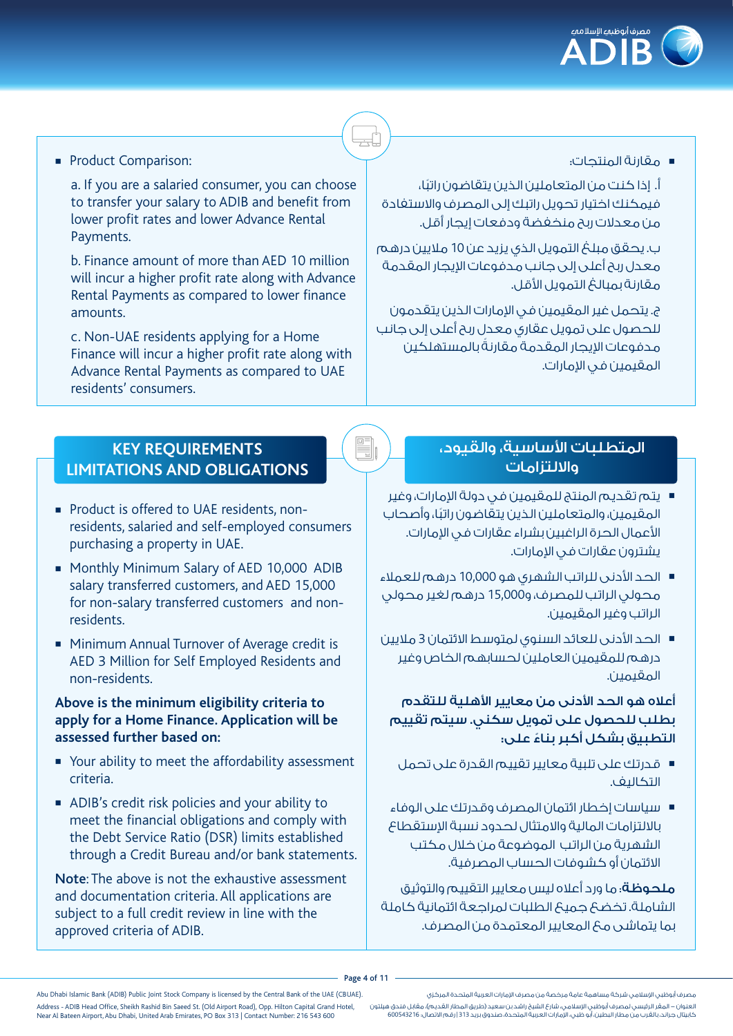- Product Comparison:

  a. If you are a salaried consumer, you can choose to transfer your salary to ADIB and benefit from lower profit rates and lower Advance Rental Payments.

  b. Finance amount of more than AED 10 million will incur a higher profit rate along with Advance Rental Payments as compared to lower finance amounts.

  c. Non-UAE residents applying for a Home Finance will incur a higher profit rate along with Advance Rental Payments as compared to UAE residents' consumers.

- مقارنة المنتجات:

  أ. إذا كنت من المتعاملين الذين يتقاضون راتبًا، فيمكنك اختيار تحويل راتبك إلى المصرف والاستفادة من معدلات ربح منخفضة ودفعات إيجار أقل.

  ب. يحقق مبلغ التمويل الذي يزيد عن 10 ملايين درهم معدل ربح أعلى إلى جانب مدفوعات الإيجار المقدمة مقارنة بمبالغ التمويل الأقل.

  ج. يتحمل غير المقيمين في الإمارات الذين يتقدمون للحصول على تمويل عقاري معدل ربح أعلى إلى جانب مدفوعات الإيجار المقدمة مقارنة بالمستهلكين المقيمين في الإمارات.

## KEY REQUIREMENTS LIMITATIONS AND OBLIGATIONS

- Product is offered to UAE residents, non-residents, salaried and self-employed consumers purchasing a property in UAE.
- Monthly Minimum Salary of AED 10,000 ADIB salary transferred customers, and AED 15,000 for non-salary transferred customers and non-residents.
- Minimum Annual Turnover of Average credit is AED 3 Million for Self Employed Residents and non-residents.

**Above is the minimum eligibility criteria to apply for a Home Finance. Application will be assessed further based on:**

- Your ability to meet the affordability assessment criteria.
- ADIB's credit risk policies and your ability to meet the financial obligations and comply with the Debt Service Ratio (DSR) limits established through a Credit Bureau and/or bank statements.

**Note**: The above is not the exhaustive assessment and documentation criteria. All applications are subject to a full credit review in line with the approved criteria of ADIB.

## المتطلبات الأساسية، والقيود، والالتزامات

- يتم تقديم المنتج للمقيمين في دولة الإمارات، وغير المقيمين، والمتعاملين الذين يتقاضون راتبًا، وأصحاب الأعمال الحرة الراغبين بشراء عقارات في الإمارات. يشترون عقارات في الإمارات.
- الحد الأدنى للراتب الشهري هو 10,000 درهم للعملاء محولي الراتب للمصرف، و15,000 درهم لغير محولي الراتب وغير المقيمين.
- الحد الأدنى للعائد السنوي لمتوسط الائتمان 3 ملايين درهم للمقيمين العاملين لحسابهم الخاص وغير المقيمين.

**أعلاه هو الحد الأدنى من معايير الأهلية للتقدم بطلب للحصول على تمويل سكني. سيتم تقييم التطبيق بشكل أكبر بناءً على:**

- قدرتك على تلبية معايير تقييم القدرة على تحمل التكاليف.
- سياسات إخطار ائتمان المصرف وقدرتك على الوفاء بالالتزامات المالية والامتثال لحدود نسبة الإستقطاع الشهرية من الراتب الموضوعة من خلال مكتب الائتمان أو كشوفات الحساب المصرفية.

**ملحوظة**: ما ورد أعلاه ليس معايير التقييم والتوثيق الشاملة. تخضع جميع الطلبات لمراجعة ائتمانية كاملة بما يتماشى مع المعايير المعتمدة من المصرف.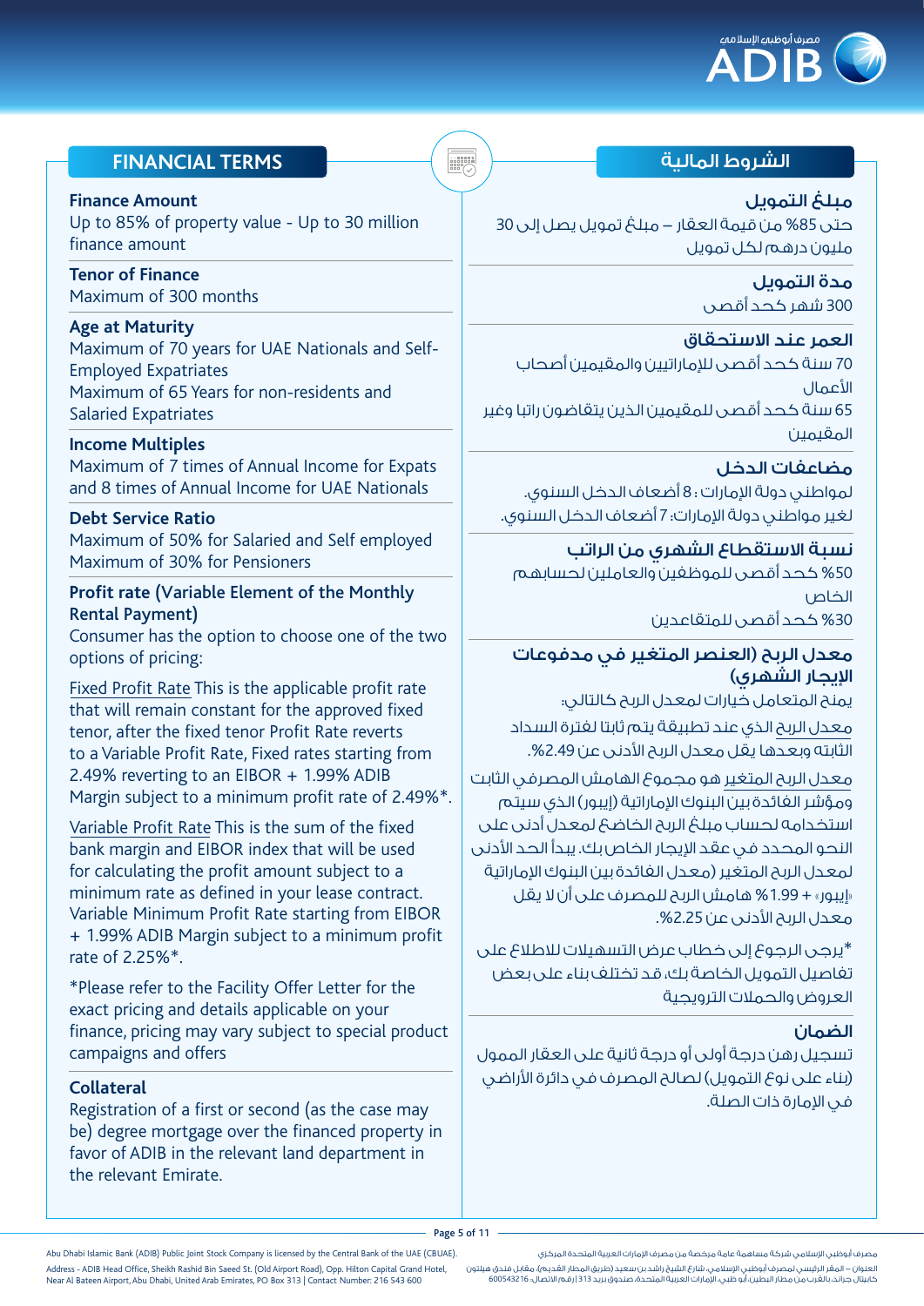## FINANCIAL TERMS

**Finance Amount**
Up to 85% of property value - Up to 30 million finance amount

**Tenor of Finance**
Maximum of 300 months

**Age at Maturity**
Maximum of 70 years for UAE Nationals and Self-Employed Expatriates
Maximum of 65 Years for non-residents and Salaried Expatriates

**Income Multiples**
Maximum of 7 times of Annual Income for Expats and 8 times of Annual Income for UAE Nationals

**Debt Service Ratio**
Maximum of 50% for Salaried and Self employed
Maximum of 30% for Pensioners

**Profit rate (Variable Element of the Monthly Rental Payment)**
Consumer has the option to choose one of the two options of pricing:

Fixed Profit Rate This is the applicable profit rate that will remain constant for the approved fixed tenor, after the fixed tenor Profit Rate reverts to a Variable Profit Rate, Fixed rates starting from 2.49% reverting to an EIBOR + 1.99% ADIB Margin subject to a minimum profit rate of 2.49%*.

Variable Profit Rate This is the sum of the fixed bank margin and EIBOR index that will be used for calculating the profit amount subject to a minimum rate as defined in your lease contract. Variable Minimum Profit Rate starting from EIBOR + 1.99% ADIB Margin subject to a minimum profit rate of 2.25%*.

*Please refer to the Facility Offer Letter for the exact pricing and details applicable on your finance, pricing may vary subject to special product campaigns and offers

**Collateral**
Registration of a first or second (as the case may be) degree mortgage over the financed property in favor of ADIB in the relevant land department in the relevant Emirate.

## الشروط المالية

**مبلغ التمويل**
حتى 85% من قيمة العقار – مبلغ تمويل يصل إلى 30 مليون درهم لكل تمويل

**مدة التمويل**
300 شهر كحد أقصى

**العمر عند الاستحقاق**
70 سنة كحد أقصى للإماراتيين والمقيمين أصحاب الأعمال
65 سنة كحد أقصى للمقيمين الذين يتقاضون راتبا وغير المقيمين

**مضاعفات الدخل**
لمواطني دولة الإمارات: 8 أضعاف الدخل السنوي.
لغير مواطني دولة الإمارات: 7 أضعاف الدخل السنوي.

**نسبة الاستقطاع الشهري من الراتب**
50% كحد أقصى للموظفين والعاملين لحسابهم الخاص
30% كحد أقصى للمتقاعدين

**معدل الربح (العنصر المتغير في مدفوعات الإيجار الشهري)**
يمنح المتعامل خيارات لمعدل الربح كالتالي:

معدل الربح الذي عند تطبيقة يتم ثابتا لفترة السداد الثابتة وبعدها يقل معدل الربح الأدنى عن 2.49%.

معدل الربح المتغير هو مجموع الهامش المصرفي الثابت ومؤشر الفائدة بين البنوك الإماراتية (إيبور) الذي سيتم استخدامه لحساب مبلغ الربح الخاضع لمعدل أدنى على النحو المحدد في عقد الإيجار الخاص بك. يبدأ الحد الأدنى لمعدل الربح المتغير (معدل الفائدة بين البنوك الإماراتية «إيبور» + 1.99% هامش الربح للمصرف على أن لا يقل معدل الربح الأدنى عن 2.25%.

*يرجى الرجوع إلى خطاب عرض التسهيلات للاطلاع على تفاصيل التمويل الخاصة بك، قد تختلف بناء على بعض العروض والحملات الترويجية

**الضمان**
تسجيل رهن درجة أولى أو درجة ثانية على العقار المموّل (بناء على نوع التمويل) لصالح المصرف في دائرة الأراضي في الإمارة ذات الصلة.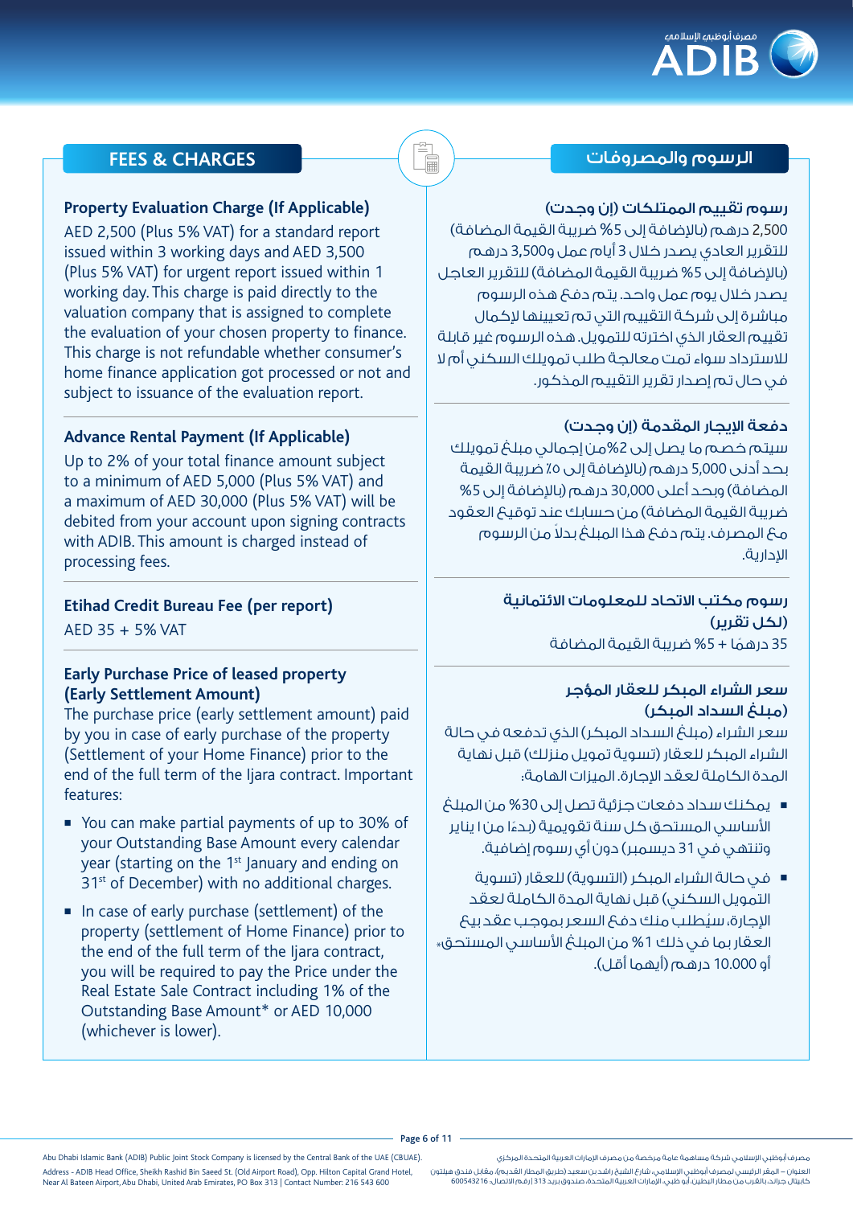## FEES & CHARGES

### Property Evaluation Charge (If Applicable)

AED 2,500 (Plus 5% VAT) for a standard report issued within 3 working days and AED 3,500 (Plus 5% VAT) for urgent report issued within 1 working day. This charge is paid directly to the valuation company that is assigned to complete the evaluation of your chosen property to finance. This charge is not refundable whether consumer's home finance application got processed or not and subject to issuance of the evaluation report.

### Advance Rental Payment (If Applicable)

Up to 2% of your total finance amount subject to a minimum of AED 5,000 (Plus 5% VAT) and a maximum of AED 30,000 (Plus 5% VAT) will be debited from your account upon signing contracts with ADIB. This amount is charged instead of processing fees.

### Etihad Credit Bureau Fee (per report)

AED 35 + 5% VAT

### Early Purchase Price of leased property (Early Settlement Amount)

The purchase price (early settlement amount) paid by you in case of early purchase of the property (Settlement of your Home Finance) prior to the end of the full term of the Ijara contract. Important features:

- You can make partial payments of up to 30% of your Outstanding Base Amount every calendar year (starting on the 1st January and ending on 31st of December) with no additional charges.
- In case of early purchase (settlement) of the property (settlement of Home Finance) prior to the end of the full term of the Ijara contract, you will be required to pay the Price under the Real Estate Sale Contract including 1% of the Outstanding Base Amount* or AED 10,000 (whichever is lower).

## الرسوم والمصروفات

### رسوم تقييم الممتلكات (إن وجدت)

2,500 درهم (بالإضافة إلى 5% ضريبة القيمة المضافة) للتقرير العادي يصدر خلال 3 أيام عمل و3,500 درهم (بالإضافة إلى 5% ضريبة القيمة المضافة) للتقرير العاجل يصدر خلال يوم عمل واحد. يتم دفع هذه الرسوم مباشرة إلى شركة التقييم التي تم تعيينها لإكمال تقييم العقار الذي اخترته للتمويل. هذه الرسوم غير قابلة للاسترداد سواء تمت معالجة طلب تمويلك السكني أم لا في حال تم إصدار تقرير التقييم المذكور.

### دفعة الإيجار المقدمة (إن وجدت)

سيتم خصم ما يصل إلى 2%من إجمالي مبلغ تمويلك بحد أدنى 5,000 درهم (بالإضافة إلى ٪5 ضريبة القيمة المضافة) وبحد أعلى 30,000 درهم (بالإضافة إلى 5% ضريبة القيمة المضافة) من حسابك عند توقيع العقود مع المصرف. يتم دفع هذا المبلغ بدلاً من الرسوم الإدارية.

### رسوم مكتب الاتحاد للمعلومات الائتمانية (لكل تقرير)

35 درهمًا + 5% ضريبة القيمة المضافة

### سعر الشراء المبكر للعقار المؤجر (مبلغ السداد المبكر)

سعر الشراء (مبلغ السداد المبكر) الذي تدفعه في حالة الشراء المبكر للعقار (تسوية تمويل منزلك) قبل نهاية المدة الكاملة لعقد الإجارة. الميزات الهامة:

- يمكنك سداد دفعات جزئية تصل إلى 30% من المبلغ الأساسي المستحق كل سنة تقويمية (بدءًا من 1 يناير وتنتهي في 31 ديسمبر) دون أي رسوم إضافية.
- في حالة الشراء المبكر (التسوية) للعقار (تسوية التمويل السكني) قبل نهاية المدة الكاملة لعقد الإجارة، سيُطلب منك دفع السعر بموجب عقد بيع العقار بما في ذلك 1% من المبلغ الأساسي المستحق* أو 10.000 درهم (أيهما أقل).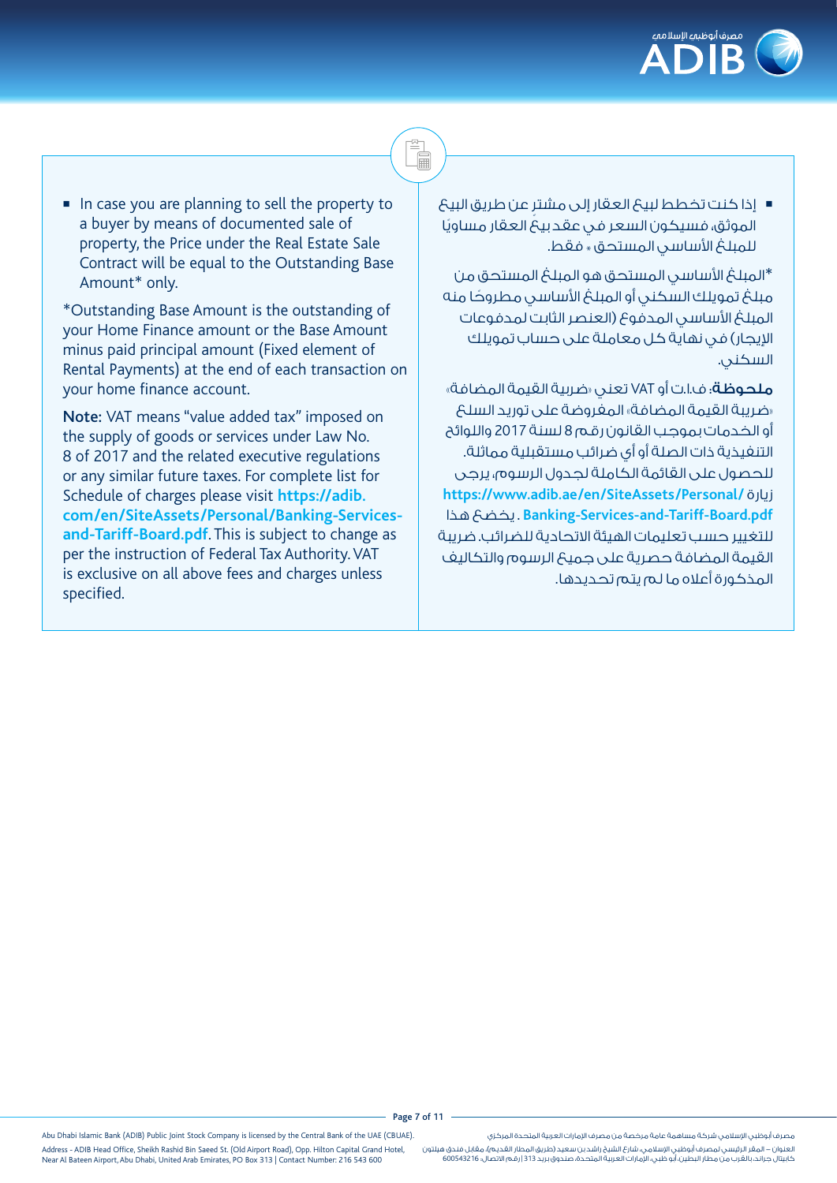- In case you are planning to sell the property to a buyer by means of documented sale of property, the Price under the Real Estate Sale Contract will be equal to the Outstanding Base Amount* only.

*Outstanding Base Amount is the outstanding of your Home Finance amount or the Base Amount minus paid principal amount (Fixed element of Rental Payments) at the end of each transaction on your home finance account.

**Note:** VAT means "value added tax" imposed on the supply of goods or services under Law No. 8 of 2017 and the related executive regulations or any similar future taxes. For complete list for Schedule of charges please visit **https://adib.com/en/SiteAssets/Personal/Banking-Services-and-Tariff-Board.pdf**. This is subject to change as per the instruction of Federal Tax Authority. VAT is exclusive on all above fees and charges unless specified.

- إذا كنت تخطط لبيع العقار إلى مشترٍ عن طريق البيع الموثق، فسيكون السعر في عقد بيع العقار مساويًا للمبلغ الأساسي المستحق * فقط.

*المبلغ الأساسي المستحق هو المبلغ المستحق من مبلغ تمويلك السكني أو المبلغ الأساسي مطروحًا منه المبلغ الأساسي المدفوع (العنصر الثابت لمدفوعات الإيجار) في نهاية كل معاملة على حساب تمويلك السكني.

**ملحوظة**: ف.ا.ت أو VAT تعني «ضريبة القيمة المضافة» «ضريبة القيمة المضافة» المفروضة على توريد السلع أو الخدمات بموجب القانون رقم 8 لسنة 2017 واللوائح التنفيذية ذات الصلة أو أي ضرائب مستقبلية مماثلة. للحصول على القائمة الكاملة لجدول الرسوم، يرجى زيارة **https://www.adib.ae/en/SiteAssets/Personal/Banking-Services-and-Tariff-Board.pdf** . يخضع هذا للتغيير حسب تعليمات الهيئة الاتحادية للضرائب. ضريبة القيمة المضافة حصرية على جميع الرسوم والتكاليف المذكورة أعلاه ما لم يتم تحديدها.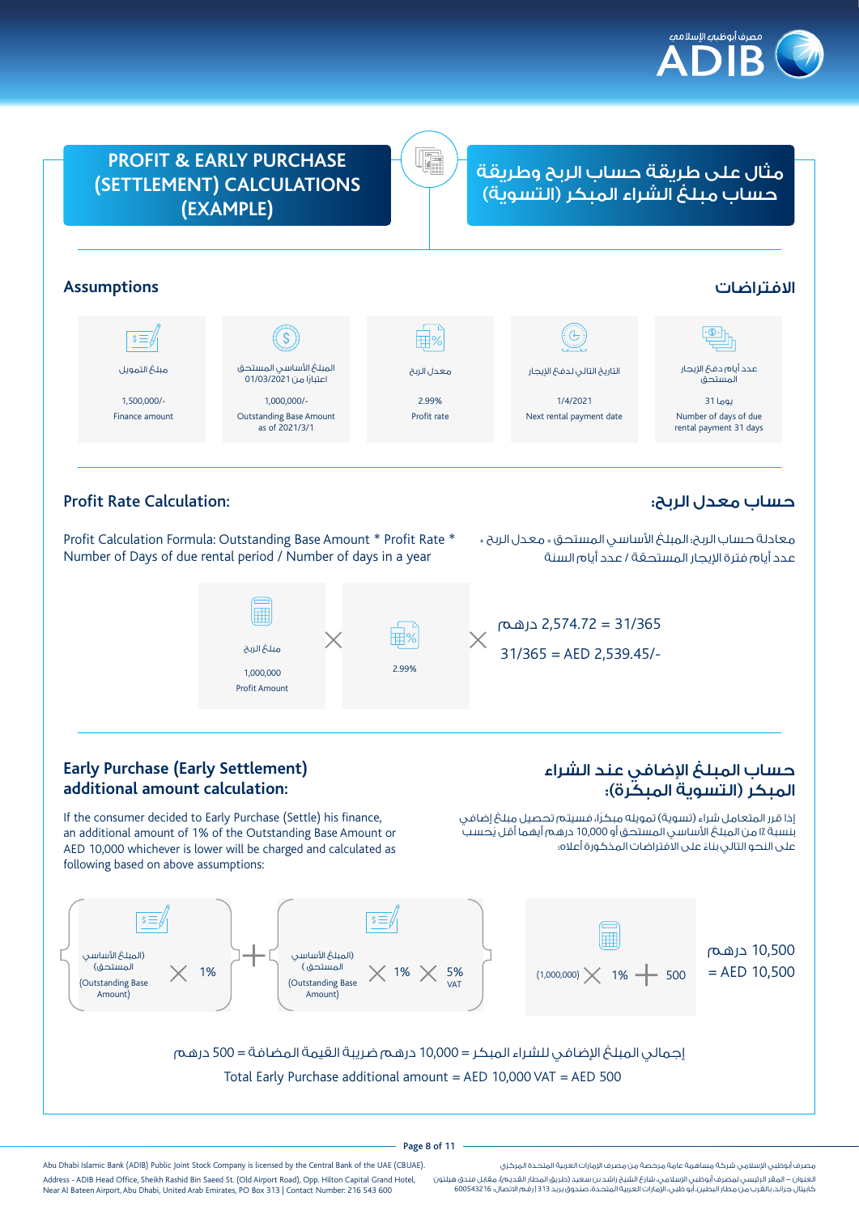# PROFIT & EARLY PURCHASE (SETTLEMENT) CALCULATIONS (EXAMPLE)

# مثال على طريقة حساب الربح وطريقة حساب مبلغ الشراء المبكر (التسوية)

## Assumptions

## الافتراضات

| مبلغ التمويل | المبلغ الأساسي المستحق اعتبارا من 01/03/2021 | معدل الربح | التاريخ التالي لدفع الإيجار | عدد أيام دفع الإيجار المستحق |
|---|---|---|---|---|
| 1,500,000/- | 1,000,000/- | 2.99% | 1/4/2021 | 31 يوما |
| Finance amount | Outstanding Base Amount as of 2021/3/1 | Profit rate | Next rental payment date | Number of days of due rental payment 31 days |

## Profit Rate Calculation:

## حساب معدل الربح:

Profit Calculation Formula: Outstanding Base Amount * Profit Rate * Number of Days of due rental period / Number of days in a year

معادلة حساب الربح: المبلغ الأساسي المستحق * معدل الربح * عدد أيام فترة الإيجار المستحقة / عدد أيام السنة

مبلغ الربح 1,000,000 Profit Amount × 2.99% × 31/365 = 2,574.72 درهم

31/365 = AED 2,539.45/-

## Early Purchase (Early Settlement) additional amount calculation:

## حساب المبلغ الإضافي عند الشراء المبكر (التسوية المبكرة):

If the consumer decided to Early Purchase (Settle) his finance, an additional amount of 1% of the Outstanding Base Amount or AED 10,000 whichever is lower will be charged and calculated as following based on above assumptions:

إذا قرر المتعامل شراء (تسوية) تمويله مبكرًا، فسيتم تحصيل مبلغ إضافي بنسبة 1٪ من المبلغ الأساسي المستحق أو 10,000 درهم أيهما أقل يحسب على النحو التالي بناء على الافتراضات المذكورة أعلاه:

{(المبلغ الأساسي المستحق) (Outstanding Base Amount) × 1%} + {(المبلغ الأساسي المستحق) (Outstanding Base Amount) × 1% × 5% VAT}

(1,000,000) × 1% + 500 = 10,500 درهم = AED 10,500

إجمالي المبلغ الإضافي للشراء المبكر = 10,000 درهم ضريبة القيمة المضافة = 500 درهم

Total Early Purchase additional amount = AED 10,000 VAT = AED 500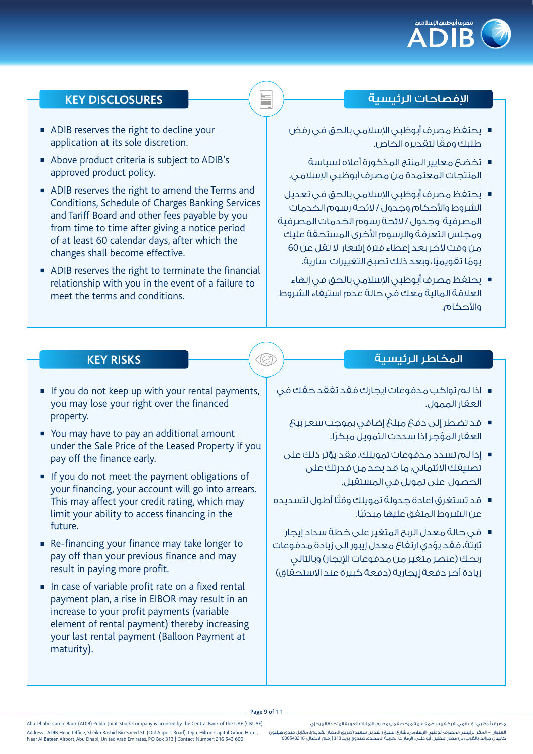## KEY DISCLOSURES

- ADIB reserves the right to decline your application at its sole discretion.
- Above product criteria is subject to ADIB's approved product policy.
- ADIB reserves the right to amend the Terms and Conditions, Schedule of Charges Banking Services and Tariff Board and other fees payable by you from time to time after giving a notice period of at least 60 calendar days, after which the changes shall become effective.
- ADIB reserves the right to terminate the financial relationship with you in the event of a failure to meet the terms and conditions.

## الإفصاحات الرئيسية

- يحتفظ مصرف أبوظبي الإسلامي بالحق في رفض طلبك وفقًا لتقديره الخاص.
- تخضع معايير المنتج المذكورة أعلاه لسياسة المنتجات المعتمدة من مصرف أبوظبي الإسلامي.
- يحتفظ مصرف أبوظبي الإسلامي بالحق في تعديل الشروط والأحكام وجدول / لائحة رسوم الخدمات المصرفية وجدول / لائحة رسوم الخدمات المصرفية ومجلس التعرفة والرسوم الأخرى المستحقة عليك من وقت لآخر بعد إعطاء فترة إشعار لا تقل عن 60 يومًا تقويميًا، وبعد ذلك تصبح التغييرات سارية.
- يحتفظ مصرف أبوظبي الإسلامي بالحق في إنهاء العلاقة المالية معك في حالة عدم استيفاء الشروط والأحكام.

## KEY RISKS

- If you do not keep up with your rental payments, you may lose your right over the financed property.
- You may have to pay an additional amount under the Sale Price of the Leased Property if you pay off the finance early.
- If you do not meet the payment obligations of your financing, your account will go into arrears. This may affect your credit rating, which may limit your ability to access financing in the future.
- Re-financing your finance may take longer to pay off than your previous finance and may result in paying more profit.
- In case of variable profit rate on a fixed rental payment plan, a rise in EIBOR may result in an increase to your profit payments (variable element of rental payment) thereby increasing your last rental payment (Balloon Payment at maturity).

## المخاطر الرئيسية

- إذا لم تواكب مدفوعات إيجارك فقد تفقد حقك في العقار الممول.
- قد تضطر إلى دفع مبلغ إضافي بموجب سعر بيع العقار المؤجر إذا سددت التمويل مبكرًا.
- إذا لم تسدد مدفوعات تمويلك، فقد يؤثر ذلك على تصنيفك الائتماني، ما قد يحد من قدرتك على الحصول على تمويل في المستقبل.
- قد تستغرق إعادة جدولة تمويلك وقتًا أطول لتسديده عن الشروط المتفق عليها مبدئيًا.
- في حالة معدل الربح المتغير على خطة سداد إيجار ثابتة، فقد يؤدي ارتفاع معدل إيبور إلى زيادة مدفوعات ربحك (عنصر متغير من مدفوعات الإيجار) وبالتالي زيادة آخر دفعة إيجارية (دفعة كبيرة عند الاستحقاق)

Abu Dhabi Islamic Bank (ADIB) Public Joint Stock Company is licensed by the Central Bank of the UAE (CBUAE).
Address - ADIB Head Office, Sheikh Rashid Bin Saeed St. (Old Airport Road), Opp. Hilton Capital Grand Hotel, Near Al Bateen Airport, Abu Dhabi, United Arab Emirates, PO Box 313 | Contact Number: 216 543 600

مصرف أبوظبي الإسلامي شركة مساهمة عامة مرخصة من مصرف الإمارات العربية المتحدة المركزي
العنوان – المقر الرئيسي لمصرف أبوظبي الإسلامي، شارع الشيخ راشد بن سعيد (طريق المطار القديم)، مقابل فندق هيلتون كابيتال جراند، بالقرب من مطار البطين، أبو ظبي، الإمارات العربية المتحدة، صندوق بريد 313 | رقم الاتصال: 600543216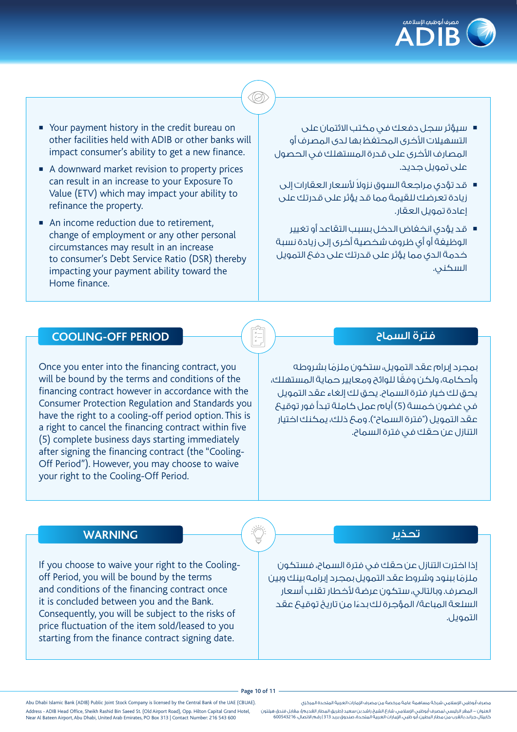- Your payment history in the credit bureau on other facilities held with ADIB or other banks will impact consumer's ability to get a new finance.
- A downward market revision to property prices can result in an increase to your Exposure To Value (ETV) which may impact your ability to refinance the property.
- An income reduction due to retirement, change of employment or any other personal circumstances may result in an increase to consumer's Debt Service Ratio (DSR) thereby impacting your payment ability toward the Home finance.

- سيؤثر سجل دفعك في مكتب الائتمان على التسهيلات الأخرى المحتفظ بها لدى المصرف أو المصارف الأخرى على قدرة المستهلك في الحصول على تمويل جديد.
- قد تؤدي مراجعة السوق نزولاً لأسعار العقارات إلى زيادة تعرضك للقيمة مما قد يؤثر على قدرتك على إعادة تمويل العقار.
- قد يؤدي انخفاض الدخل بسبب التقاعد أو تغيير الوظيفة أو أي ظروف شخصية أخرى إلى زيادة نسبة خدمة الدين مما يؤثر على قدرتك على دفع التمويل السكني.

## COOLING-OFF PERIOD

Once you enter into the financing contract, you will be bound by the terms and conditions of the financing contract however in accordance with the Consumer Protection Regulation and Standards you have the right to a cooling-off period option. This is a right to cancel the financing contract within five (5) complete business days starting immediately after signing the financing contract (the "Cooling-Off Period"). However, you may choose to waive your right to the Cooling-Off Period.

## فترة السماح

بمجرد إبرام عقد التمويل، ستكون ملزمًا بشروطه وأحكامه، ولكن وفقًا للوائح ومعايير حماية المستهلك، يحق لك خيار فترة السماح. يحق لك إلغاء عقد التمويل في غضون خمسة (5) أيام عمل كاملة تبدأ فور توقيع عقد التمويل ("فترة السماح"). ومع ذلك، يمكنك اختيار التنازل عن حقك في فترة السماح.

## WARNING

If you choose to waive your right to the Cooling-off Period, you will be bound by the terms and conditions of the financing contract once it is concluded between you and the Bank. Consequently, you will be subject to the risks of price fluctuation of the item sold/leased to you starting from the finance contract signing date.

## تحذير

إذا اخترت التنازل عن حقك في فترة السماح، فستكون ملزمًا ببنود وشروط عقد التمويل بمجرد إبرامه بينك وبين المصرف. وبالتالي، ستكون عرضة لأخطار تقلب أسعار السلعة المباعة/ المؤجرة لك بدءًا من تاريخ توقيع عقد التمويل.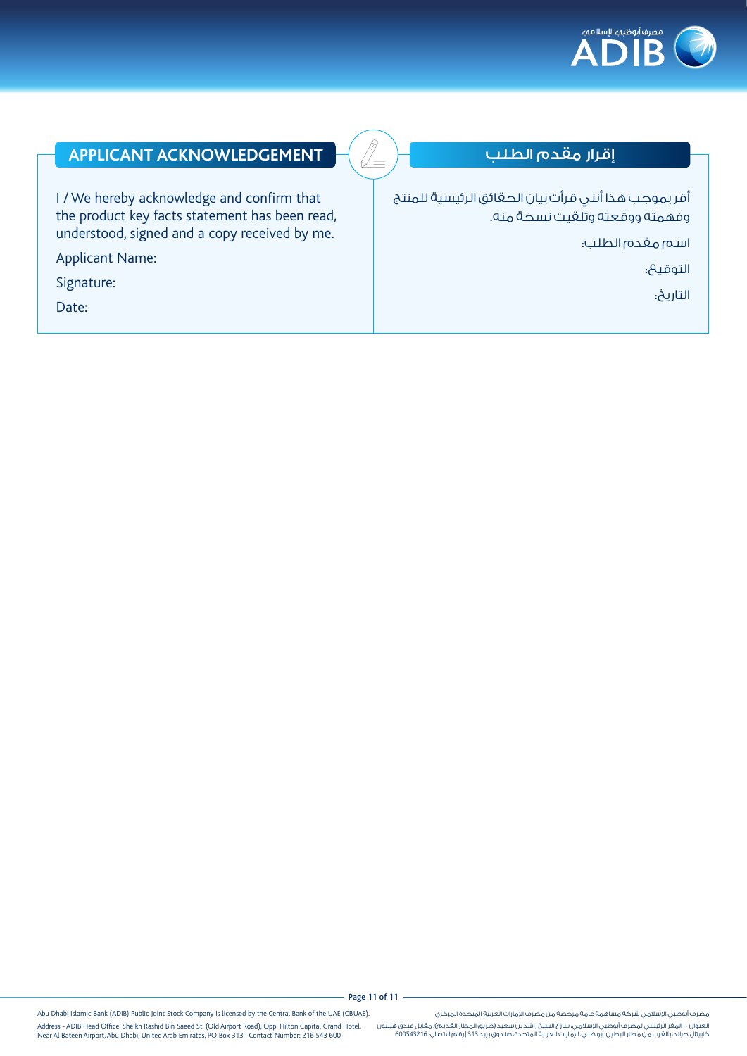## APPLICANT ACKNOWLEDGEMENT

I / We hereby acknowledge and confirm that the product key facts statement has been read, understood, signed and a copy received by me.

Applicant Name:

Signature:

Date:

## إقرار مقدم الطلب

أقر بموجب هذا أنني قرأت بيان الحقائق الرئيسية للمنتج وفهمته ووقعته وتلقيت نسخة منه.

اسم مقدم الطلب:

التوقيع:

التاريخ:

Abu Dhabi Islamic Bank (ADIB) Public Joint Stock Company is licensed by the Central Bank of the UAE (CBUAE).
Address - ADIB Head Office, Sheikh Rashid Bin Saeed St. (Old Airport Road), Opp. Hilton Capital Grand Hotel, Near Al Bateen Airport, Abu Dhabi, United Arab Emirates, PO Box 313 | Contact Number: 216 543 600

مصرف أبوظبي الإسلامي شركة مساهمة عامة مرخصة من مصرف الإمارات العربية المتحدة المركزي
العنوان – المقر الرئيسي لمصرف أبوظبي الإسلامي، شارع الشيخ راشد بن سعيد (طريق المطار القديم)، مقابل فندق هيلتون كابيتال جراند، بالقرب من مطار البطين، أبو ظبي، الإمارات العربية المتحدة، صندوق بريد 313 | رقم الاتصال: 600543216